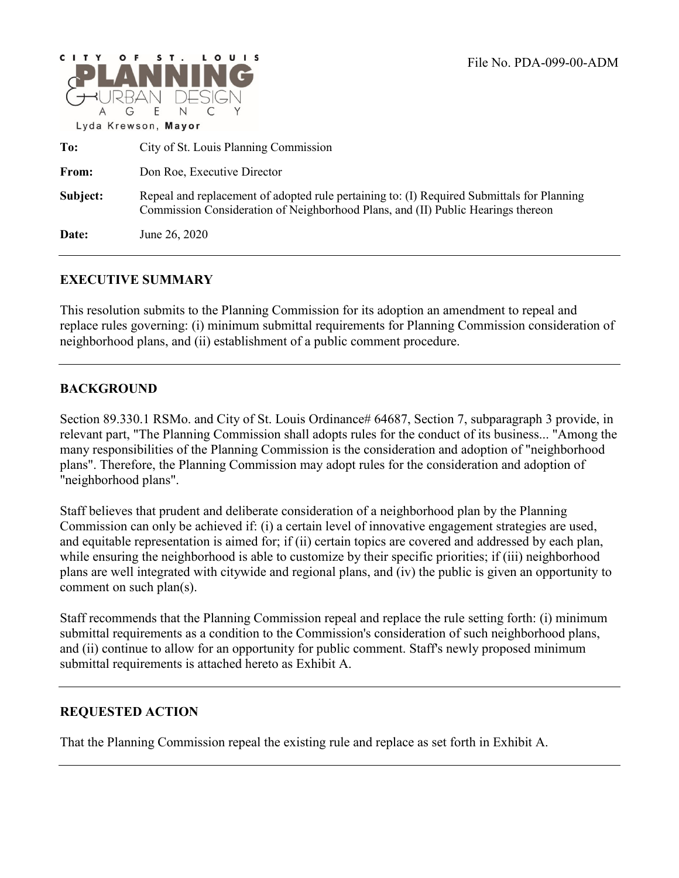CITY OF ST. LOUIS PLANNING & URBAN DESIGN AGENCY

Lyda Krewson, **Mayor**

File No. PDA-099-00-ADM

**To:** City of St. Louis Planning Commission

**From:** Don Roe, Executive Director

**Subject:** Repeal and replacement of adopted rule pertaining to: (I) Required Submittals for Planning Commission Consideration of Neighborhood Plans, and (II) Public Hearings thereon

**Date:** June 26, 2020

---

## EXECUTIVE SUMMARY

This resolution submits to the Planning Commission for its adoption an amendment to repeal and replace rules governing: (i) minimum submittal requirements for Planning Commission consideration of neighborhood plans, and (ii) establishment of a public comment procedure.

---

## BACKGROUND

Section 89.330.1 RSMo. and City of St. Louis Ordinance# 64687, Section 7, subparagraph 3 provide, in relevant part, "The Planning Commission shall adopts rules for the conduct of its business... "Among the many responsibilities of the Planning Commission is the consideration and adoption of "neighborhood plans". Therefore, the Planning Commission may adopt rules for the consideration and adoption of "neighborhood plans".

Staff believes that prudent and deliberate consideration of a neighborhood plan by the Planning Commission can only be achieved if: (i) a certain level of innovative engagement strategies are used, and equitable representation is aimed for; if (ii) certain topics are covered and addressed by each plan, while ensuring the neighborhood is able to customize by their specific priorities; if (iii) neighborhood plans are well integrated with citywide and regional plans, and (iv) the public is given an opportunity to comment on such plan(s).

Staff recommends that the Planning Commission repeal and replace the rule setting forth: (i) minimum submittal requirements as a condition to the Commission's consideration of such neighborhood plans, and (ii) continue to allow for an opportunity for public comment. Staff's newly proposed minimum submittal requirements is attached hereto as Exhibit A.

---

## REQUESTED ACTION

That the Planning Commission repeal the existing rule and replace as set forth in Exhibit A.

---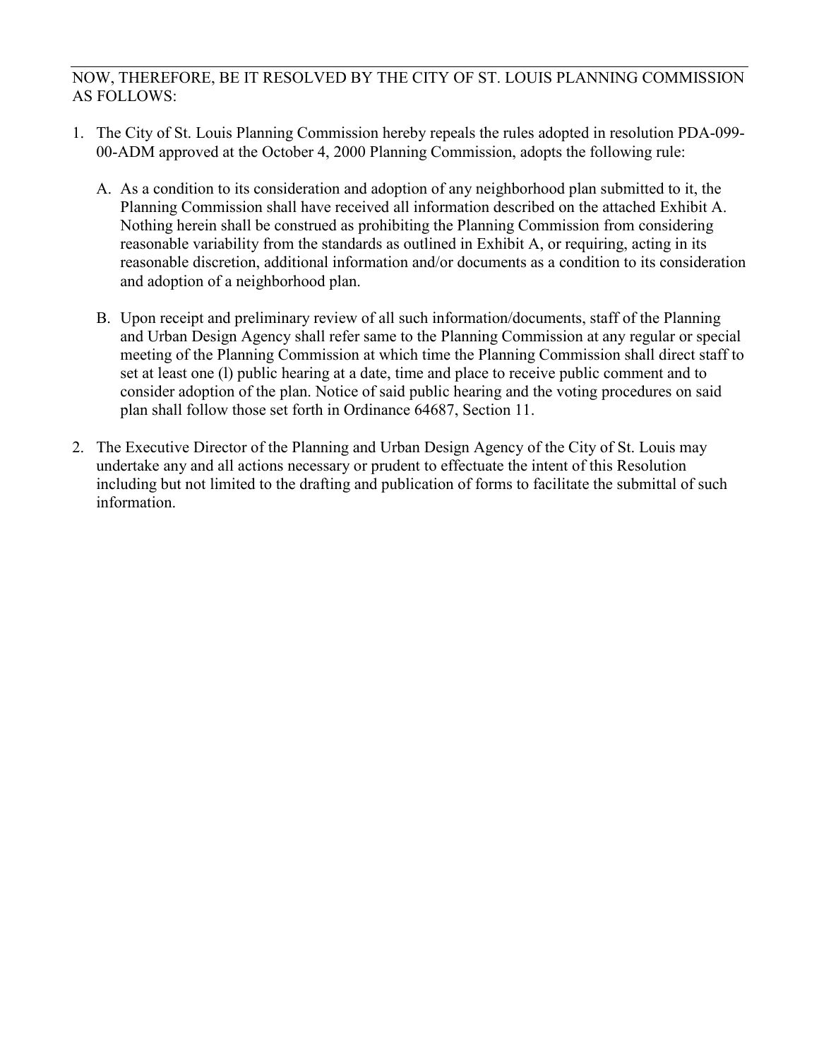NOW, THEREFORE, BE IT RESOLVED BY THE CITY OF ST. LOUIS PLANNING COMMISSION AS FOLLOWS:

1. The City of St. Louis Planning Commission hereby repeals the rules adopted in resolution PDA-099-00-ADM approved at the October 4, 2000 Planning Commission, adopts the following rule:

   A. As a condition to its consideration and adoption of any neighborhood plan submitted to it, the Planning Commission shall have received all information described on the attached Exhibit A. Nothing herein shall be construed as prohibiting the Planning Commission from considering reasonable variability from the standards as outlined in Exhibit A, or requiring, acting in its reasonable discretion, additional information and/or documents as a condition to its consideration and adoption of a neighborhood plan.

   B. Upon receipt and preliminary review of all such information/documents, staff of the Planning and Urban Design Agency shall refer same to the Planning Commission at any regular or special meeting of the Planning Commission at which time the Planning Commission shall direct staff to set at least one (l) public hearing at a date, time and place to receive public comment and to consider adoption of the plan. Notice of said public hearing and the voting procedures on said plan shall follow those set forth in Ordinance 64687, Section 11.

2. The Executive Director of the Planning and Urban Design Agency of the City of St. Louis may undertake any and all actions necessary or prudent to effectuate the intent of this Resolution including but not limited to the drafting and publication of forms to facilitate the submittal of such information.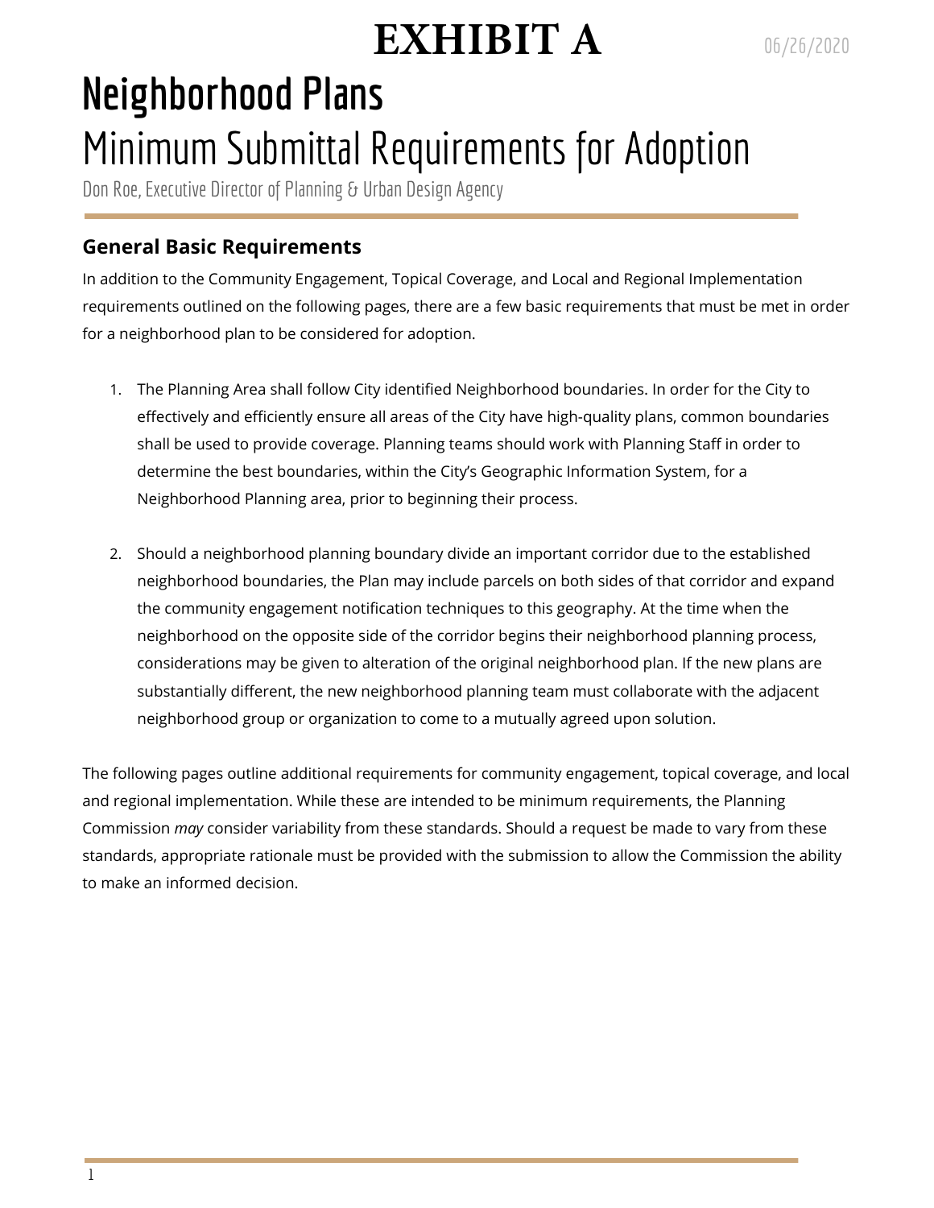# EXHIBIT A

06/26/2020

# Neighborhood Plans

## Minimum Submittal Requirements for Adoption

Don Roe, Executive Director of Planning & Urban Design Agency

### General Basic Requirements

In addition to the Community Engagement, Topical Coverage, and Local and Regional Implementation requirements outlined on the following pages, there are a few basic requirements that must be met in order for a neighborhood plan to be considered for adoption.

1. The Planning Area shall follow City identified Neighborhood boundaries. In order for the City to effectively and efficiently ensure all areas of the City have high-quality plans, common boundaries shall be used to provide coverage. Planning teams should work with Planning Staff in order to determine the best boundaries, within the City's Geographic Information System, for a Neighborhood Planning area, prior to beginning their process.

2. Should a neighborhood planning boundary divide an important corridor due to the established neighborhood boundaries, the Plan may include parcels on both sides of that corridor and expand the community engagement notification techniques to this geography. At the time when the neighborhood on the opposite side of the corridor begins their neighborhood planning process, considerations may be given to alteration of the original neighborhood plan. If the new plans are substantially different, the new neighborhood planning team must collaborate with the adjacent neighborhood group or organization to come to a mutually agreed upon solution.

The following pages outline additional requirements for community engagement, topical coverage, and local and regional implementation. While these are intended to be minimum requirements, the Planning Commission *may* consider variability from these standards. Should a request be made to vary from these standards, appropriate rationale must be provided with the submission to allow the Commission the ability to make an informed decision.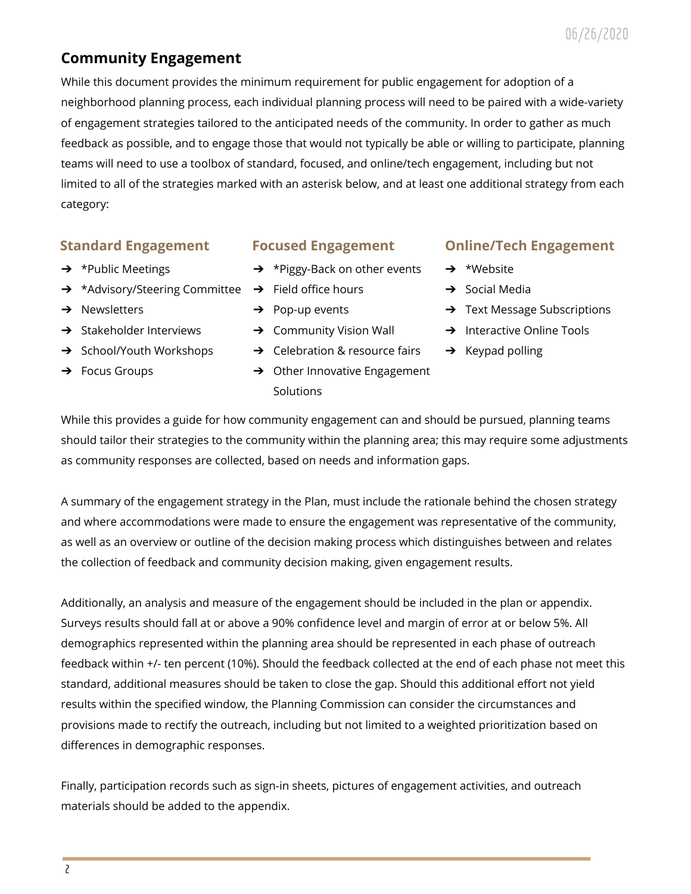## Community Engagement

While this document provides the minimum requirement for public engagement for adoption of a neighborhood planning process, each individual planning process will need to be paired with a wide-variety of engagement strategies tailored to the anticipated needs of the community. In order to gather as much feedback as possible, and to engage those that would not typically be able or willing to participate, planning teams will need to use a toolbox of standard, focused, and online/tech engagement, including but not limited to all of the strategies marked with an asterisk below, and at least one additional strategy from each category:

### Standard Engagement

- *Public Meetings
- *Advisory/Steering Committee
- Newsletters
- Stakeholder Interviews
- School/Youth Workshops
- Focus Groups

### Focused Engagement

- *Piggy-Back on other events
- Field office hours
- Pop-up events
- Community Vision Wall
- Celebration & resource fairs
- Other Innovative Engagement Solutions

### Online/Tech Engagement

- *Website
- Social Media
- Text Message Subscriptions
- Interactive Online Tools
- Keypad polling

While this provides a guide for how community engagement can and should be pursued, planning teams should tailor their strategies to the community within the planning area; this may require some adjustments as community responses are collected, based on needs and information gaps.

A summary of the engagement strategy in the Plan, must include the rationale behind the chosen strategy and where accommodations were made to ensure the engagement was representative of the community, as well as an overview or outline of the decision making process which distinguishes between and relates the collection of feedback and community decision making, given engagement results.

Additionally, an analysis and measure of the engagement should be included in the plan or appendix. Surveys results should fall at or above a 90% confidence level and margin of error at or below 5%. All demographics represented within the planning area should be represented in each phase of outreach feedback within +/- ten percent (10%). Should the feedback collected at the end of each phase not meet this standard, additional measures should be taken to close the gap. Should this additional effort not yield results within the specified window, the Planning Commission can consider the circumstances and provisions made to rectify the outreach, including but not limited to a weighted prioritization based on differences in demographic responses.

Finally, participation records such as sign-in sheets, pictures of engagement activities, and outreach materials should be added to the appendix.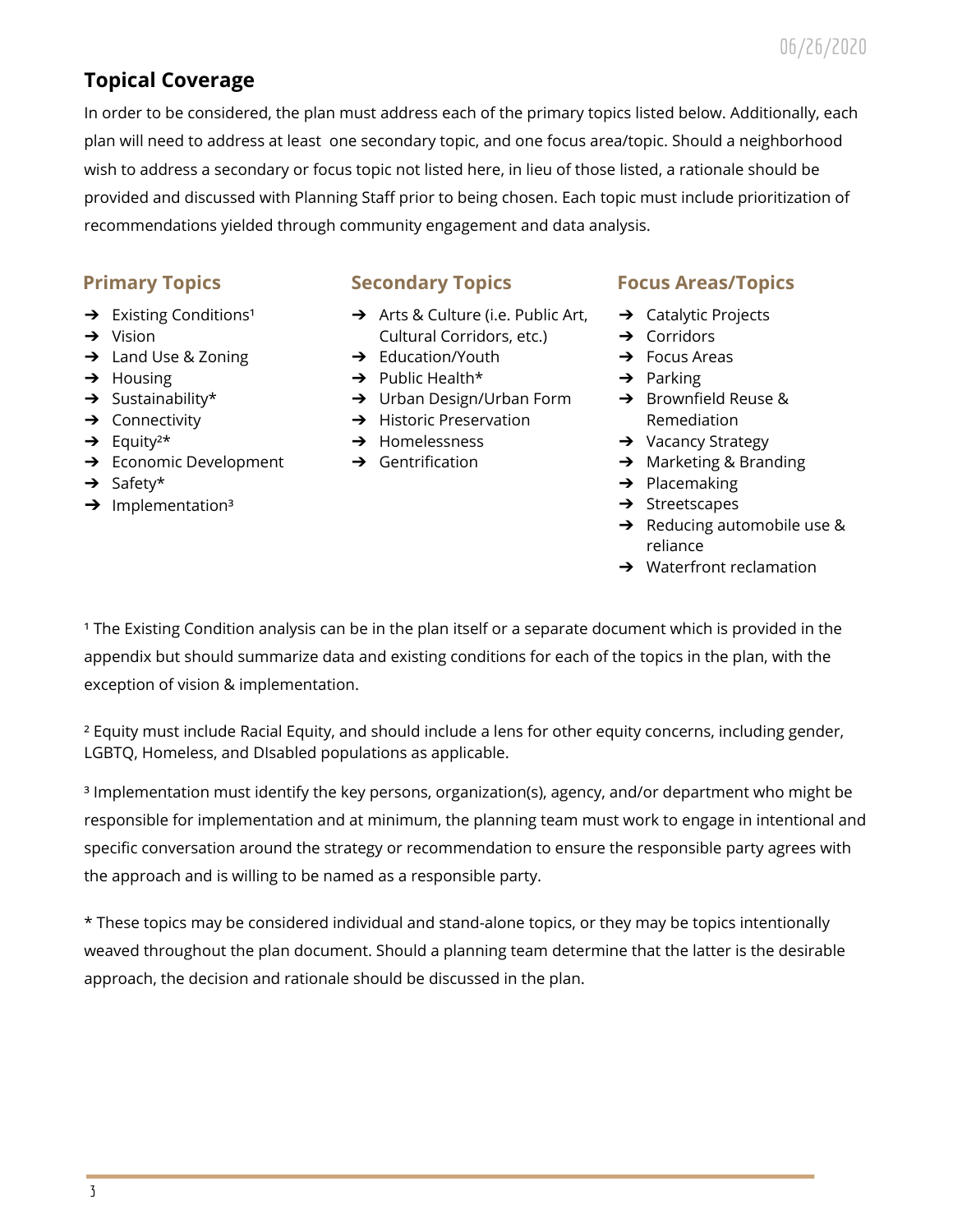## Topical Coverage

In order to be considered, the plan must address each of the primary topics listed below. Additionally, each plan will need to address at least one secondary topic, and one focus area/topic. Should a neighborhood wish to address a secondary or focus topic not listed here, in lieu of those listed, a rationale should be provided and discussed with Planning Staff prior to being chosen. Each topic must include prioritization of recommendations yielded through community engagement and data analysis.

### Primary Topics

- Existing Conditions[1]
- Vision
- Land Use & Zoning
- Housing
- Sustainability*
- Connectivity
- Equity[2]*
- Economic Development
- Safety*
- Implementation[3]

### Secondary Topics

- Arts & Culture (i.e. Public Art, Cultural Corridors, etc.)
- Education/Youth
- Public Health*
- Urban Design/Urban Form
- Historic Preservation
- Homelessness
- Gentrification

### Focus Areas/Topics

- Catalytic Projects
- Corridors
- Focus Areas
- Parking
- Brownfield Reuse & Remediation
- Vacancy Strategy
- Marketing & Branding
- Placemaking
- Streetscapes
- Reducing automobile use & reliance
- Waterfront reclamation

[1] The Existing Condition analysis can be in the plan itself or a separate document which is provided in the appendix but should summarize data and existing conditions for each of the topics in the plan, with the exception of vision & implementation.

[2] Equity must include Racial Equity, and should include a lens for other equity concerns, including gender, LGBTQ, Homeless, and DIsabled populations as applicable.

[3] Implementation must identify the key persons, organization(s), agency, and/or department who might be responsible for implementation and at minimum, the planning team must work to engage in intentional and specific conversation around the strategy or recommendation to ensure the responsible party agrees with the approach and is willing to be named as a responsible party.

* These topics may be considered individual and stand-alone topics, or they may be topics intentionally weaved throughout the plan document. Should a planning team determine that the latter is the desirable approach, the decision and rationale should be discussed in the plan.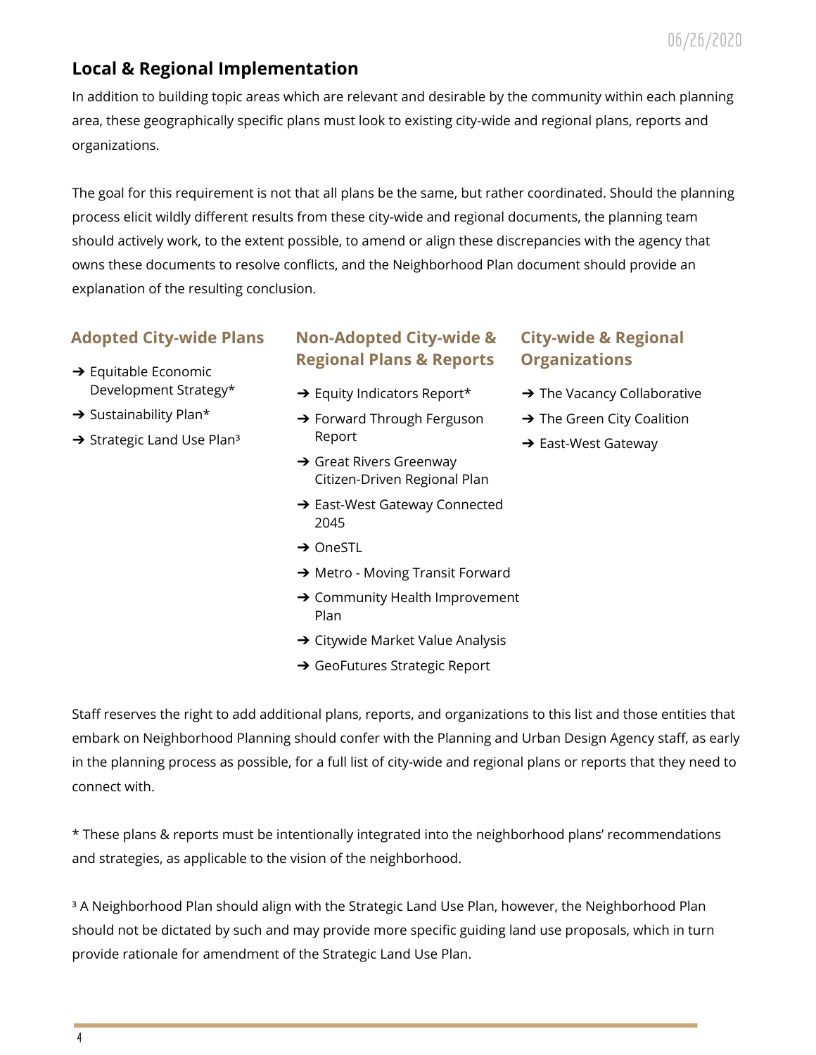## Local & Regional Implementation

In addition to building topic areas which are relevant and desirable by the community within each planning area, these geographically specific plans must look to existing city-wide and regional plans, reports and organizations.

The goal for this requirement is not that all plans be the same, but rather coordinated. Should the planning process elicit wildly different results from these city-wide and regional documents, the planning team should actively work, to the extent possible, to amend or align these discrepancies with the agency that owns these documents to resolve conflicts, and the Neighborhood Plan document should provide an explanation of the resulting conclusion.

### Adopted City-wide Plans

- Equitable Economic Development Strategy*
- Sustainability Plan*
- Strategic Land Use Plan[3]

### Non-Adopted City-wide & Regional Plans & Reports

- Equity Indicators Report*
- Forward Through Ferguson Report
- Great Rivers Greenway Citizen-Driven Regional Plan
- East-West Gateway Connected 2045
- OneSTL
- Metro - Moving Transit Forward
- Community Health Improvement Plan
- Citywide Market Value Analysis
- GeoFutures Strategic Report

### City-wide & Regional Organizations

- The Vacancy Collaborative
- The Green City Coalition
- East-West Gateway

Staff reserves the right to add additional plans, reports, and organizations to this list and those entities that embark on Neighborhood Planning should confer with the Planning and Urban Design Agency staff, as early in the planning process as possible, for a full list of city-wide and regional plans or reports that they need to connect with.

* These plans & reports must be intentionally integrated into the neighborhood plans' recommendations and strategies, as applicable to the vision of the neighborhood.

[3] A Neighborhood Plan should align with the Strategic Land Use Plan, however, the Neighborhood Plan should not be dictated by such and may provide more specific guiding land use proposals, which in turn provide rationale for amendment of the Strategic Land Use Plan.